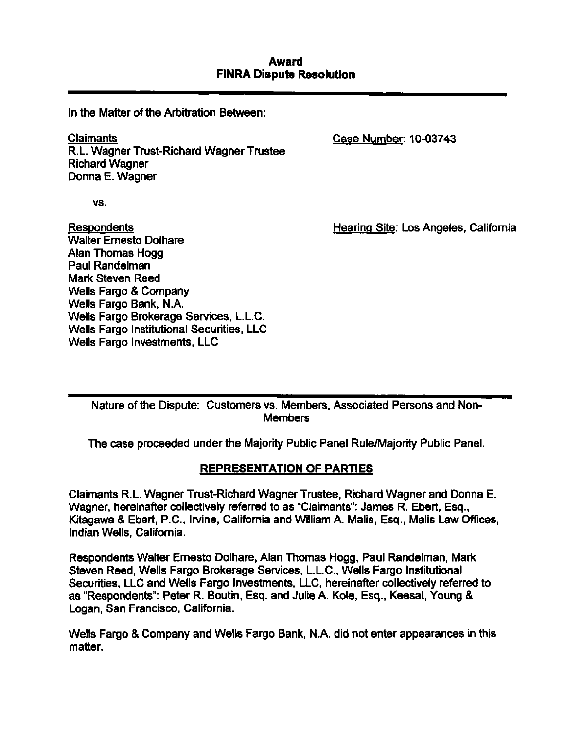**Award**
**FINRA Dispute Resolution**

---

In the Matter of the Arbitration Between:

Claimants
R.L. Wagner Trust-Richard Wagner Trustee
Richard Wagner
Donna E. Wagner

Case Number: 10-03743

vs.

Respondents
Walter Ernesto Dolhare
Alan Thomas Hogg
Paul Randelman
Mark Steven Reed
Wells Fargo & Company
Wells Fargo Bank, N.A.
Wells Fargo Brokerage Services, L.L.C.
Wells Fargo Institutional Securities, LLC
Wells Fargo Investments, LLC

Hearing Site: Los Angeles, California

---

Nature of the Dispute: Customers vs. Members, Associated Persons and Non-Members

The case proceeded under the Majority Public Panel Rule/Majority Public Panel.

## REPRESENTATION OF PARTIES

Claimants R.L. Wagner Trust-Richard Wagner Trustee, Richard Wagner and Donna E. Wagner, hereinafter collectively referred to as "Claimants": James R. Ebert, Esq., Kitagawa & Ebert, P.C., Irvine, California and William A. Malis, Esq., Malis Law Offices, Indian Wells, California.

Respondents Walter Ernesto Dolhare, Alan Thomas Hogg, Paul Randelman, Mark Steven Reed, Wells Fargo Brokerage Services, L.L.C., Wells Fargo Institutional Securities, LLC and Wells Fargo Investments, LLC, hereinafter collectively referred to as "Respondents": Peter R. Boutin, Esq. and Julie A. Kole, Esq., Keesal, Young & Logan, San Francisco, California.

Wells Fargo & Company and Wells Fargo Bank, N.A. did not enter appearances in this matter.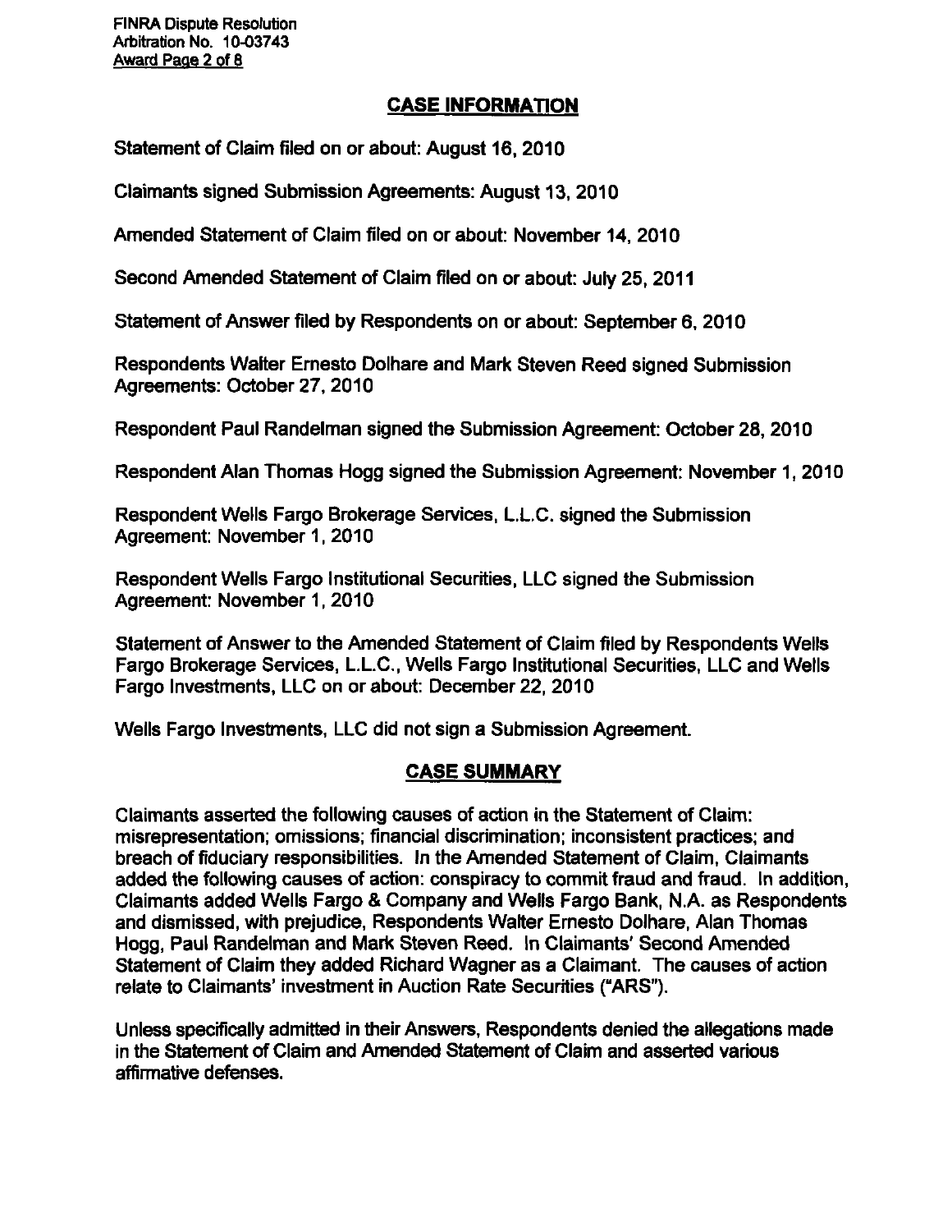## CASE INFORMATION

Statement of Claim filed on or about: August 16, 2010

Claimants signed Submission Agreements: August 13, 2010

Amended Statement of Claim filed on or about: November 14, 2010

Second Amended Statement of Claim filed on or about: July 25, 2011

Statement of Answer filed by Respondents on or about: September 6, 2010

Respondents Walter Ernesto Dolhare and Mark Steven Reed signed Submission Agreements: October 27, 2010

Respondent Paul Randelman signed the Submission Agreement: October 28, 2010

Respondent Alan Thomas Hogg signed the Submission Agreement: November 1, 2010

Respondent Wells Fargo Brokerage Services, L.L.C. signed the Submission Agreement: November 1, 2010

Respondent Wells Fargo Institutional Securities, LLC signed the Submission Agreement: November 1, 2010

Statement of Answer to the Amended Statement of Claim filed by Respondents Wells Fargo Brokerage Services, L.L.C., Wells Fargo Institutional Securities, LLC and Wells Fargo Investments, LLC on or about: December 22, 2010

Wells Fargo Investments, LLC did not sign a Submission Agreement.

## CASE SUMMARY

Claimants asserted the following causes of action in the Statement of Claim: misrepresentation; omissions; financial discrimination; inconsistent practices; and breach of fiduciary responsibilities. In the Amended Statement of Claim, Claimants added the following causes of action: conspiracy to commit fraud and fraud. In addition, Claimants added Wells Fargo & Company and Wells Fargo Bank, N.A. as Respondents and dismissed, with prejudice, Respondents Walter Ernesto Dolhare, Alan Thomas Hogg, Paul Randelman and Mark Steven Reed. In Claimants' Second Amended Statement of Claim they added Richard Wagner as a Claimant. The causes of action relate to Claimants' investment in Auction Rate Securities ("ARS").

Unless specifically admitted in their Answers, Respondents denied the allegations made in the Statement of Claim and Amended Statement of Claim and asserted various affirmative defenses.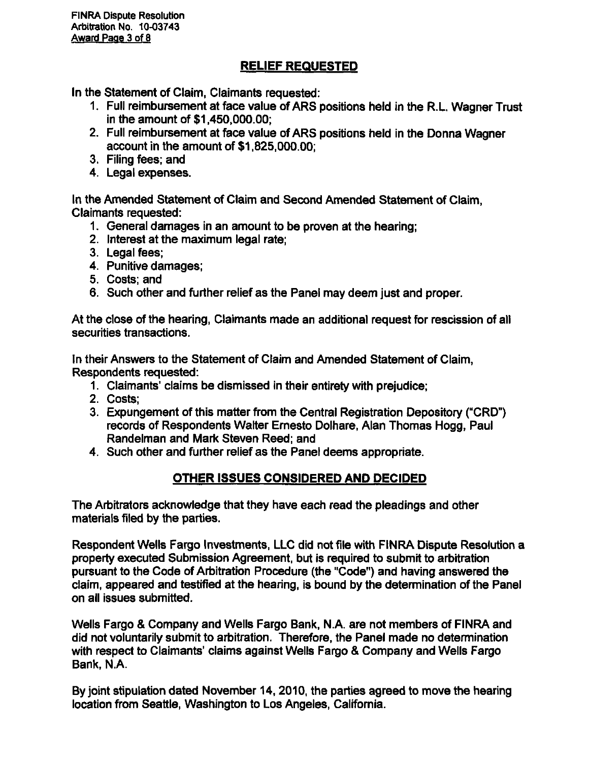## RELIEF REQUESTED

In the Statement of Claim, Claimants requested:

1. Full reimbursement at face value of ARS positions held in the R.L. Wagner Trust in the amount of $1,450,000.00;
2. Full reimbursement at face value of ARS positions held in the Donna Wagner account in the amount of $1,825,000.00;
3. Filing fees; and
4. Legal expenses.

In the Amended Statement of Claim and Second Amended Statement of Claim, Claimants requested:

1. General damages in an amount to be proven at the hearing;
2. Interest at the maximum legal rate;
3. Legal fees;
4. Punitive damages;
5. Costs; and
6. Such other and further relief as the Panel may deem just and proper.

At the close of the hearing, Claimants made an additional request for rescission of all securities transactions.

In their Answers to the Statement of Claim and Amended Statement of Claim, Respondents requested:

1. Claimants' claims be dismissed in their entirety with prejudice;
2. Costs;
3. Expungement of this matter from the Central Registration Depository ("CRD") records of Respondents Walter Ernesto Dolhare, Alan Thomas Hogg, Paul Randelman and Mark Steven Reed; and
4. Such other and further relief as the Panel deems appropriate.

## OTHER ISSUES CONSIDERED AND DECIDED

The Arbitrators acknowledge that they have each read the pleadings and other materials filed by the parties.

Respondent Wells Fargo Investments, LLC did not file with FINRA Dispute Resolution a properly executed Submission Agreement, but is required to submit to arbitration pursuant to the Code of Arbitration Procedure (the "Code") and having answered the claim, appeared and testified at the hearing, is bound by the determination of the Panel on all issues submitted.

Wells Fargo & Company and Wells Fargo Bank, N.A. are not members of FINRA and did not voluntarily submit to arbitration. Therefore, the Panel made no determination with respect to Claimants' claims against Wells Fargo & Company and Wells Fargo Bank, N.A.

By joint stipulation dated November 14, 2010, the parties agreed to move the hearing location from Seattle, Washington to Los Angeles, California.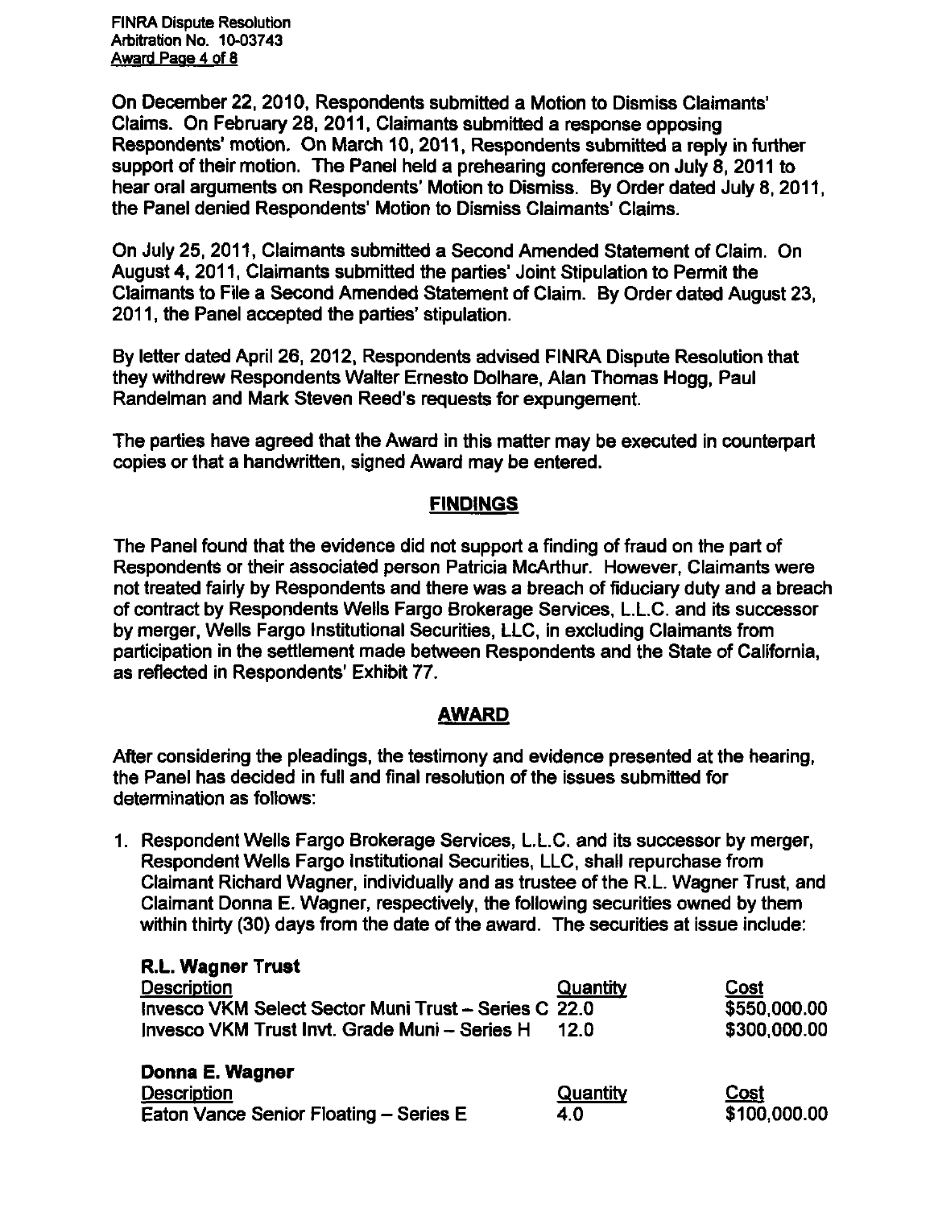On December 22, 2010, Respondents submitted a Motion to Dismiss Claimants' Claims. On February 28, 2011, Claimants submitted a response opposing Respondents' motion. On March 10, 2011, Respondents submitted a reply in further support of their motion. The Panel held a prehearing conference on July 8, 2011 to hear oral arguments on Respondents' Motion to Dismiss. By Order dated July 8, 2011, the Panel denied Respondents' Motion to Dismiss Claimants' Claims.

On July 25, 2011, Claimants submitted a Second Amended Statement of Claim. On August 4, 2011, Claimants submitted the parties' Joint Stipulation to Permit the Claimants to File a Second Amended Statement of Claim. By Order dated August 23, 2011, the Panel accepted the parties' stipulation.

By letter dated April 26, 2012, Respondents advised FINRA Dispute Resolution that they withdrew Respondents Walter Ernesto Dolhare, Alan Thomas Hogg, Paul Randelman and Mark Steven Reed's requests for expungement.

The parties have agreed that the Award in this matter may be executed in counterpart copies or that a handwritten, signed Award may be entered.

## FINDINGS

The Panel found that the evidence did not support a finding of fraud on the part of Respondents or their associated person Patricia McArthur. However, Claimants were not treated fairly by Respondents and there was a breach of fiduciary duty and a breach of contract by Respondents Wells Fargo Brokerage Services, L.L.C. and its successor by merger, Wells Fargo Institutional Securities, LLC, in excluding Claimants from participation in the settlement made between Respondents and the State of California, as reflected in Respondents' Exhibit 77.

## AWARD

After considering the pleadings, the testimony and evidence presented at the hearing, the Panel has decided in full and final resolution of the issues submitted for determination as follows:

1. Respondent Wells Fargo Brokerage Services, L.L.C. and its successor by merger, Respondent Wells Fargo Institutional Securities, LLC, shall repurchase from Claimant Richard Wagner, individually and as trustee of the R.L. Wagner Trust, and Claimant Donna E. Wagner, respectively, the following securities owned by them within thirty (30) days from the date of the award. The securities at issue include:

**R.L. Wagner Trust**

| Description | Quantity | Cost |
|---|---|---|
| Invesco VKM Select Sector Muni Trust – Series C | 22.0 | $550,000.00 |
| Invesco VKM Trust Invt. Grade Muni – Series H | 12.0 | $300,000.00 |

**Donna E. Wagner**

| Description | Quantity | Cost |
|---|---|---|
| Eaton Vance Senior Floating – Series E | 4.0 | $100,000.00 |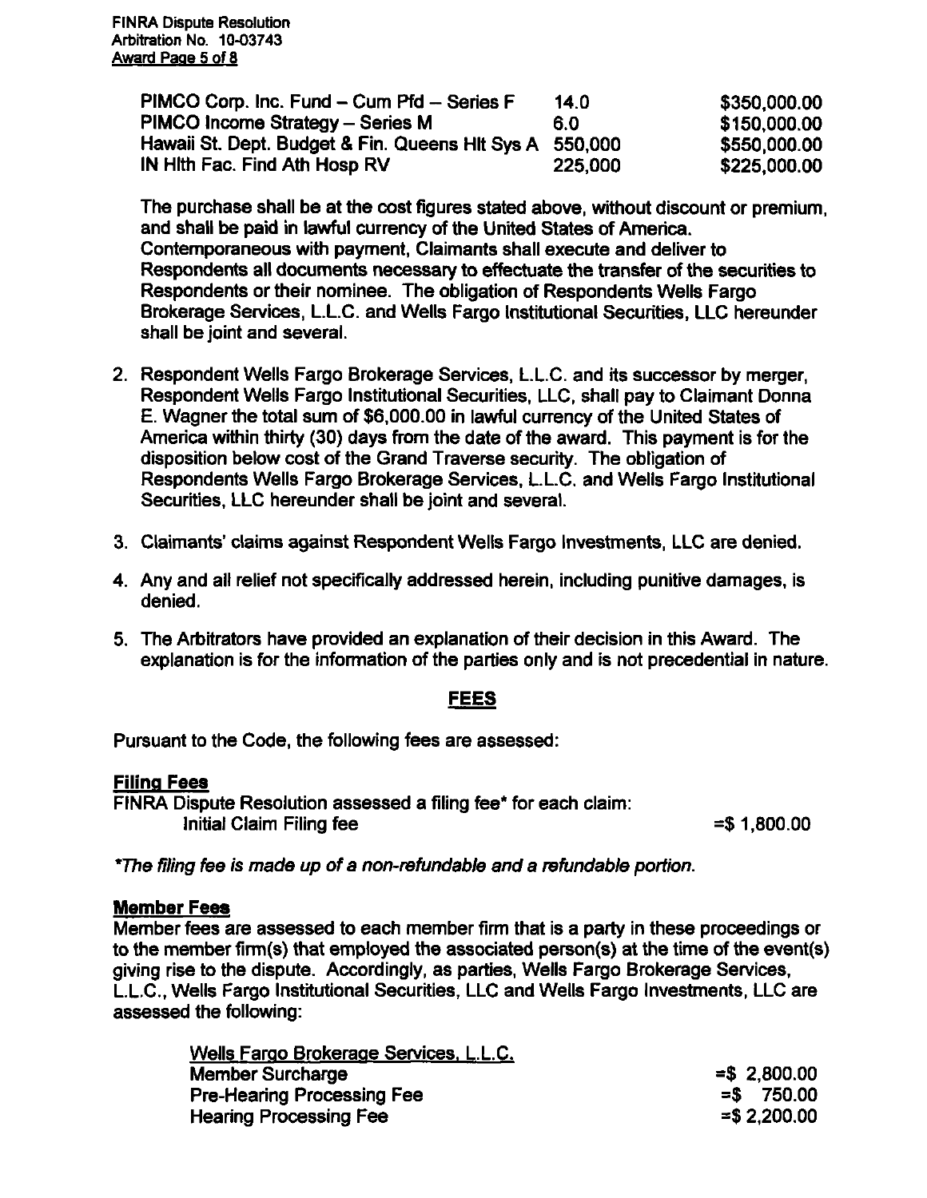| | | |
|---|---|---|
| PIMCO Corp. Inc. Fund – Cum Pfd – Series F | 14.0 | $350,000.00 |
| PIMCO Income Strategy – Series M | 6.0 | $150,000.00 |
| Hawaii St. Dept. Budget & Fin. Queens Hlt Sys A | 550,000 | $550,000.00 |
| IN Hlth Fac. Find Ath Hosp RV | 225,000 | $225,000.00 |

The purchase shall be at the cost figures stated above, without discount or premium, and shall be paid in lawful currency of the United States of America. Contemporaneous with payment, Claimants shall execute and deliver to Respondents all documents necessary to effectuate the transfer of the securities to Respondents or their nominee. The obligation of Respondents Wells Fargo Brokerage Services, L.L.C. and Wells Fargo Institutional Securities, LLC hereunder shall be joint and several.

2. Respondent Wells Fargo Brokerage Services, L.L.C. and its successor by merger, Respondent Wells Fargo Institutional Securities, LLC, shall pay to Claimant Donna E. Wagner the total sum of $6,000.00 in lawful currency of the United States of America within thirty (30) days from the date of the award. This payment is for the disposition below cost of the Grand Traverse security. The obligation of Respondents Wells Fargo Brokerage Services, L.L.C. and Wells Fargo Institutional Securities, LLC hereunder shall be joint and several.

3. Claimants' claims against Respondent Wells Fargo Investments, LLC are denied.

4. Any and all relief not specifically addressed herein, including punitive damages, is denied.

5. The Arbitrators have provided an explanation of their decision in this Award. The explanation is for the information of the parties only and is not precedential in nature.

## FEES

Pursuant to the Code, the following fees are assessed:

### Filing Fees

FINRA Dispute Resolution assessed a filing fee* for each claim:

| | |
|---|---|
| Initial Claim Filing fee | =$ 1,800.00 |

*The filing fee is made up of a non-refundable and a refundable portion.*

### Member Fees

Member fees are assessed to each member firm that is a party in these proceedings or to the member firm(s) that employed the associated person(s) at the time of the event(s) giving rise to the dispute. Accordingly, as parties, Wells Fargo Brokerage Services, L.L.C., Wells Fargo Institutional Securities, LLC and Wells Fargo Investments, LLC are assessed the following:

| Wells Fargo Brokerage Services, L.L.C. | |
|---|---|
| Member Surcharge | =$ 2,800.00 |
| Pre-Hearing Processing Fee | =$ 750.00 |
| Hearing Processing Fee | =$ 2,200.00 |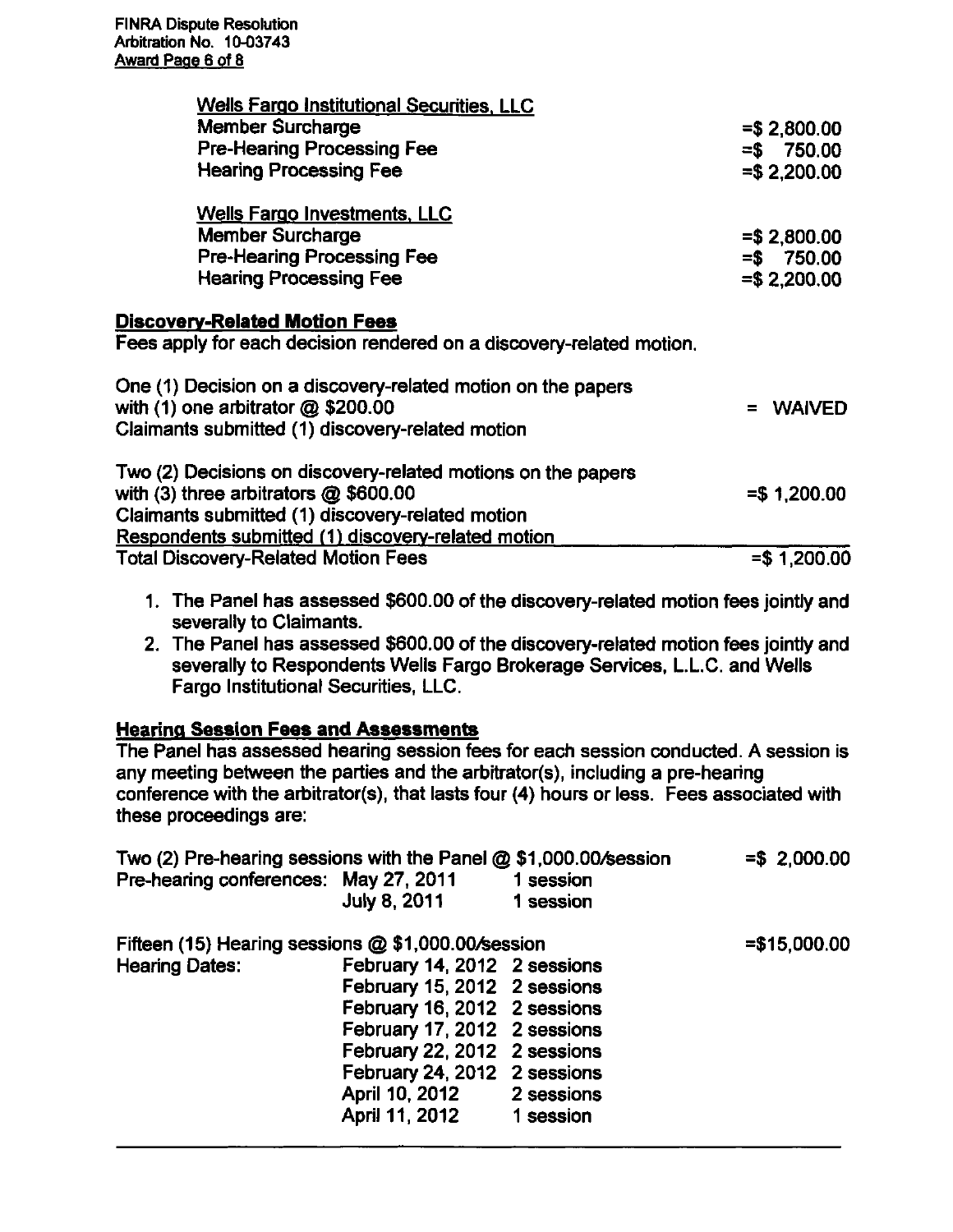Wells Fargo Institutional Securities, LLC

| | |
|---|---|
| Member Surcharge | =$ 2,800.00 |
| Pre-Hearing Processing Fee | =$ 750.00 |
| Hearing Processing Fee | =$ 2,200.00 |

Wells Fargo Investments, LLC

| | |
|---|---|
| Member Surcharge | =$ 2,800.00 |
| Pre-Hearing Processing Fee | =$ 750.00 |
| Hearing Processing Fee | =$ 2,200.00 |

**Discovery-Related Motion Fees**

Fees apply for each decision rendered on a discovery-related motion.

| | |
|---|---|
| One (1) Decision on a discovery-related motion on the papers with (1) one arbitrator @ $200.00<br>Claimants submitted (1) discovery-related motion | = WAIVED |
| Two (2) Decisions on discovery-related motions on the papers with (3) three arbitrators @ $600.00<br>Claimants submitted (1) discovery-related motion<br>Respondents submitted (1) discovery-related motion | =$ 1,200.00 |
| Total Discovery-Related Motion Fees | =$ 1,200.00 |

1. The Panel has assessed $600.00 of the discovery-related motion fees jointly and severally to Claimants.
2. The Panel has assessed $600.00 of the discovery-related motion fees jointly and severally to Respondents Wells Fargo Brokerage Services, L.L.C. and Wells Fargo Institutional Securities, LLC.

**Hearing Session Fees and Assessments**

The Panel has assessed hearing session fees for each session conducted. A session is any meeting between the parties and the arbitrator(s), including a pre-hearing conference with the arbitrator(s), that lasts four (4) hours or less. Fees associated with these proceedings are:

| | | | |
|---|---|---|---|
| Two (2) Pre-hearing sessions with the Panel @ $1,000.00/session | | | =$ 2,000.00 |
| Pre-hearing conferences: | May 27, 2011 | 1 session | |
| | July 8, 2011 | 1 session | |
| Fifteen (15) Hearing sessions @ $1,000.00/session | | | =$15,000.00 |
| Hearing Dates: | February 14, 2012 | 2 sessions | |
| | February 15, 2012 | 2 sessions | |
| | February 16, 2012 | 2 sessions | |
| | February 17, 2012 | 2 sessions | |
| | February 22, 2012 | 2 sessions | |
| | February 24, 2012 | 2 sessions | |
| | April 10, 2012 | 2 sessions | |
| | April 11, 2012 | 1 session | |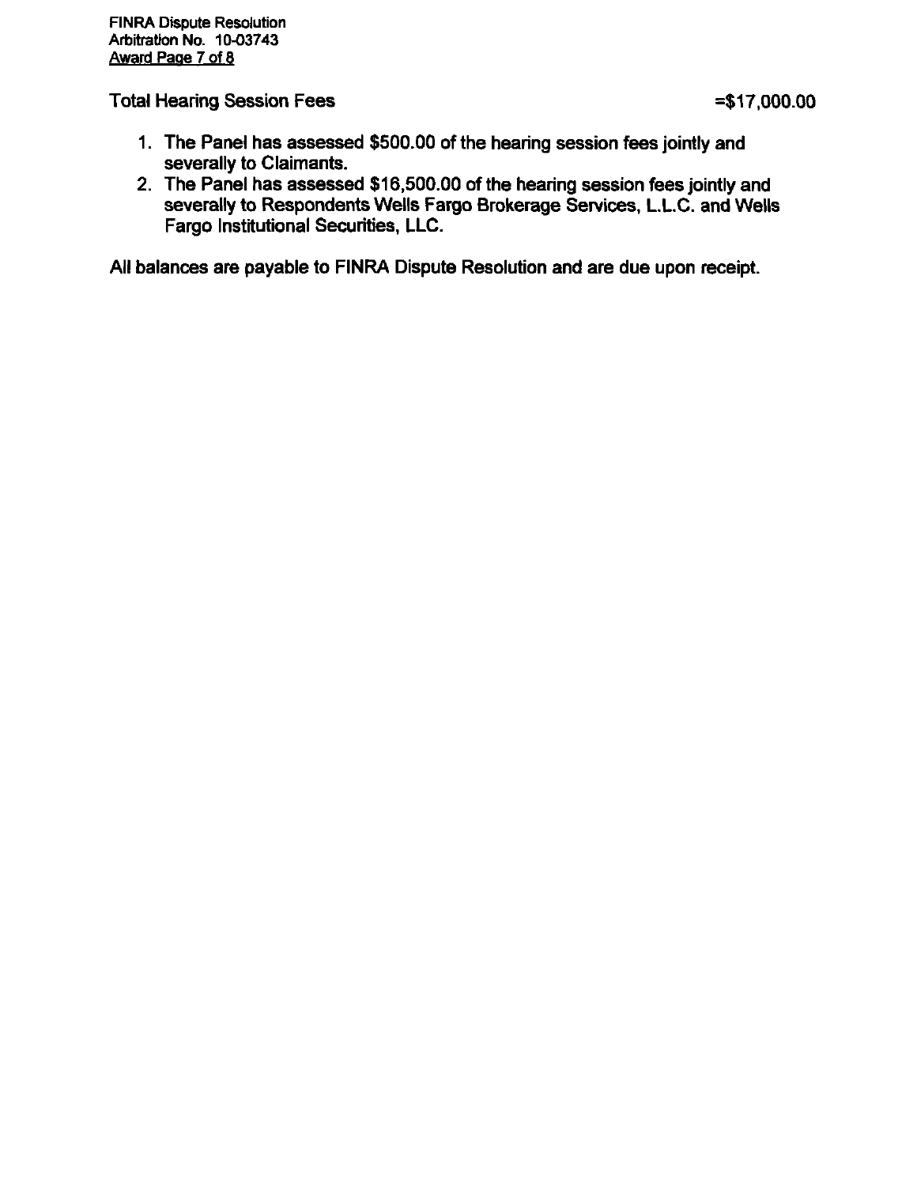Total Hearing Session Fees =$17,000.00

1. The Panel has assessed $500.00 of the hearing session fees jointly and severally to Claimants.
2. The Panel has assessed $16,500.00 of the hearing session fees jointly and severally to Respondents Wells Fargo Brokerage Services, L.L.C. and Wells Fargo Institutional Securities, LLC.

All balances are payable to FINRA Dispute Resolution and are due upon receipt.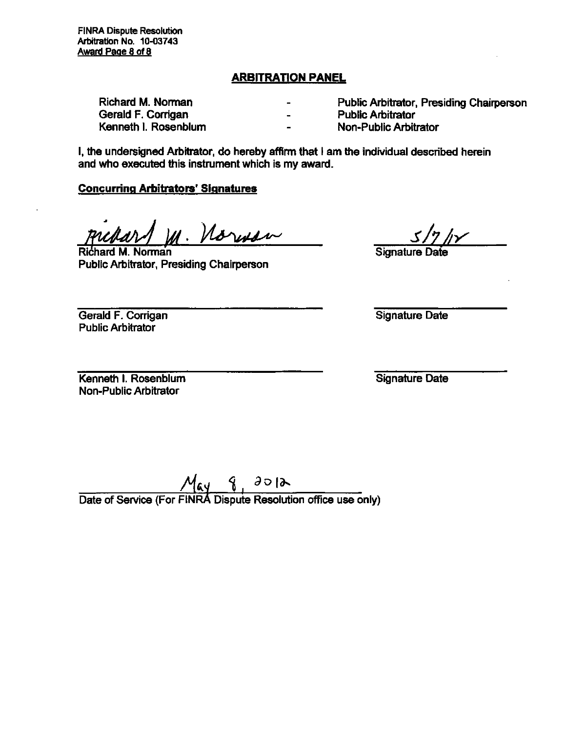FINRA Dispute Resolution
Arbitration No. 10-03743

## ARBITRATION PANEL

| | | |
|---|---|---|
| Richard M. Norman | - | Public Arbitrator, Presiding Chairperson |
| Gerald F. Corrigan | - | Public Arbitrator |
| Kenneth I. Rosenblum | - | Non-Public Arbitrator |

I, the undersigned Arbitrator, do hereby affirm that I am the individual described herein and who executed this instrument which is my award.

**Concurring Arbitrators' Signatures**

Richard M. Norman — 5/7/12
Richard M. Norman
Public Arbitrator, Presiding Chairperson — Signature Date

\_\_\_\_\_\_\_\_\_\_\_\_\_\_\_\_\_\_\_\_
Gerald F. Corrigan
Public Arbitrator — Signature Date

\_\_\_\_\_\_\_\_\_\_\_\_\_\_\_\_\_\_\_\_
Kenneth I. Rosenblum
Non-Public Arbitrator — Signature Date

May 8, 2012
Date of Service (For FINRA Dispute Resolution office use only)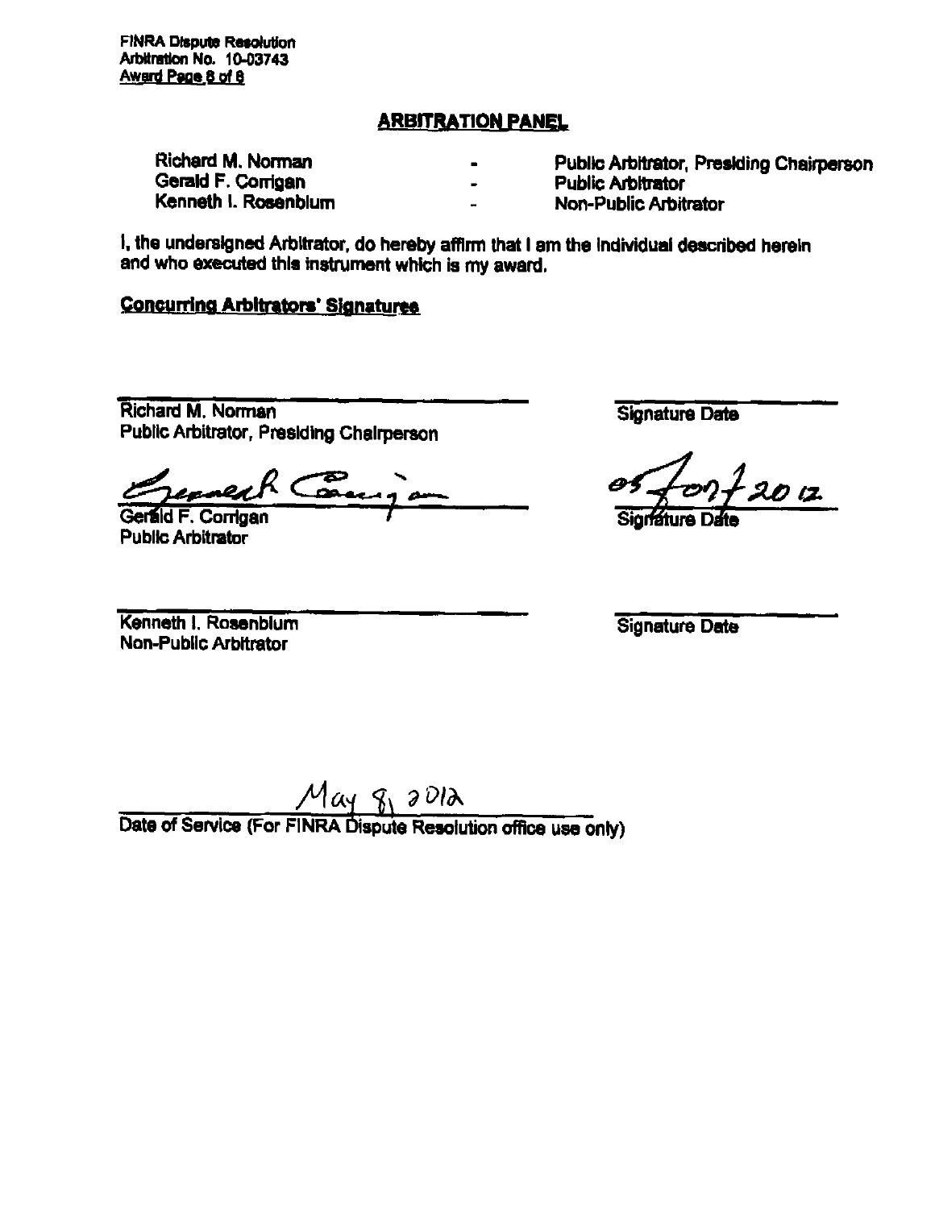FINRA Dispute Resolution
Arbitration No. 10-03743

## ARBITRATION PANEL

| | | |
|---|---|---|
| Richard M. Norman | - | Public Arbitrator, Presiding Chairperson |
| Gerald F. Corrigan | - | Public Arbitrator |
| Kenneth I. Rosenblum | - | Non-Public Arbitrator |

I, the undersigned Arbitrator, do hereby affirm that I am the individual described herein and who executed this instrument which is my award.

**Concurring Arbitrators' Signatures**

| | |
|---|---|
| Richard M. Norman<br>Public Arbitrator, Presiding Chairperson | Signature Date |
| Gerald F. Corrigan<br>Public Arbitrator | 05/07/2012<br>Signature Date |
| Kenneth I. Rosenblum<br>Non-Public Arbitrator | Signature Date |

May 8, 2012

Date of Service (For FINRA Dispute Resolution office use only)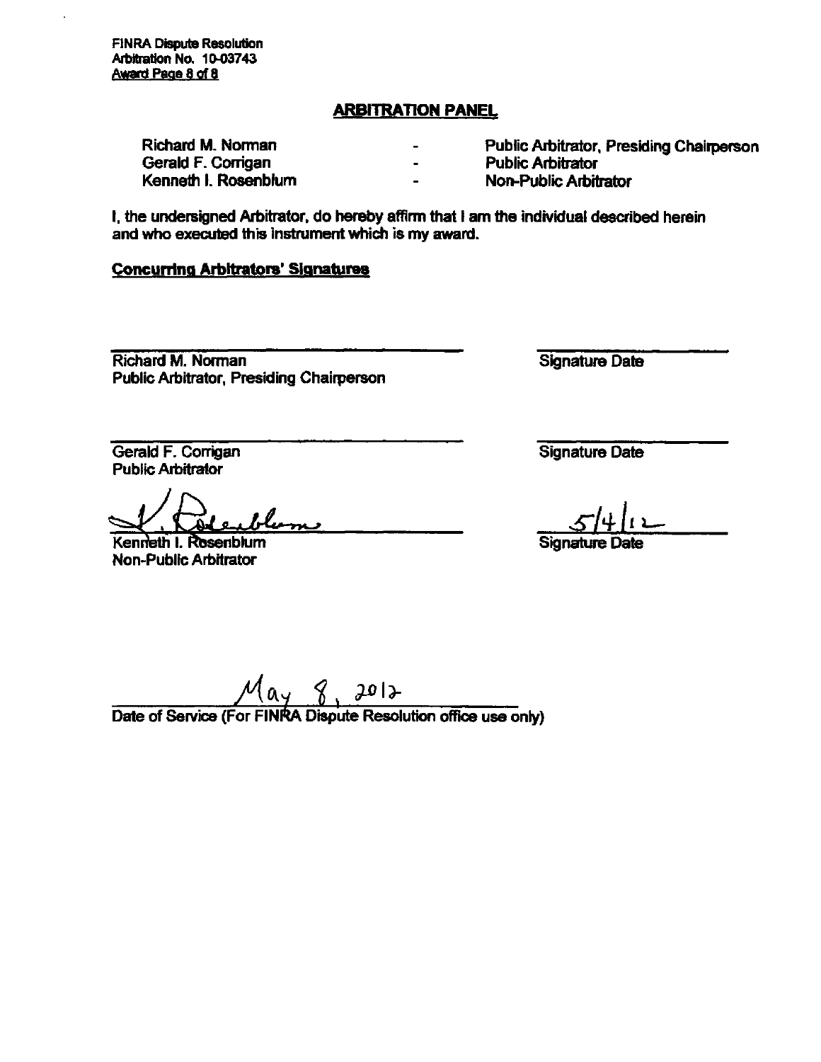FINRA Dispute Resolution
Arbitration No. 10-03743

## ARBITRATION PANEL

| | | |
|---|---|---|
| Richard M. Norman | - | Public Arbitrator, Presiding Chairperson |
| Gerald F. Corrigan | - | Public Arbitrator |
| Kenneth I. Rosenblum | - | Non-Public Arbitrator |

I, the undersigned Arbitrator, do hereby affirm that I am the individual described herein and who executed this instrument which is my award.

**Concurring Arbitrators' Signatures**

_______________________________ 
Richard M. Norman
Public Arbitrator, Presiding Chairperson

_______________
Signature Date

_______________________________
Gerald F. Corrigan
Public Arbitrator

_______________
Signature Date

K. Rosenblum
Kenneth I. Rosenblum
Non-Public Arbitrator

5/4/12
Signature Date

May 8, 2012
Date of Service (For FINRA Dispute Resolution office use only)